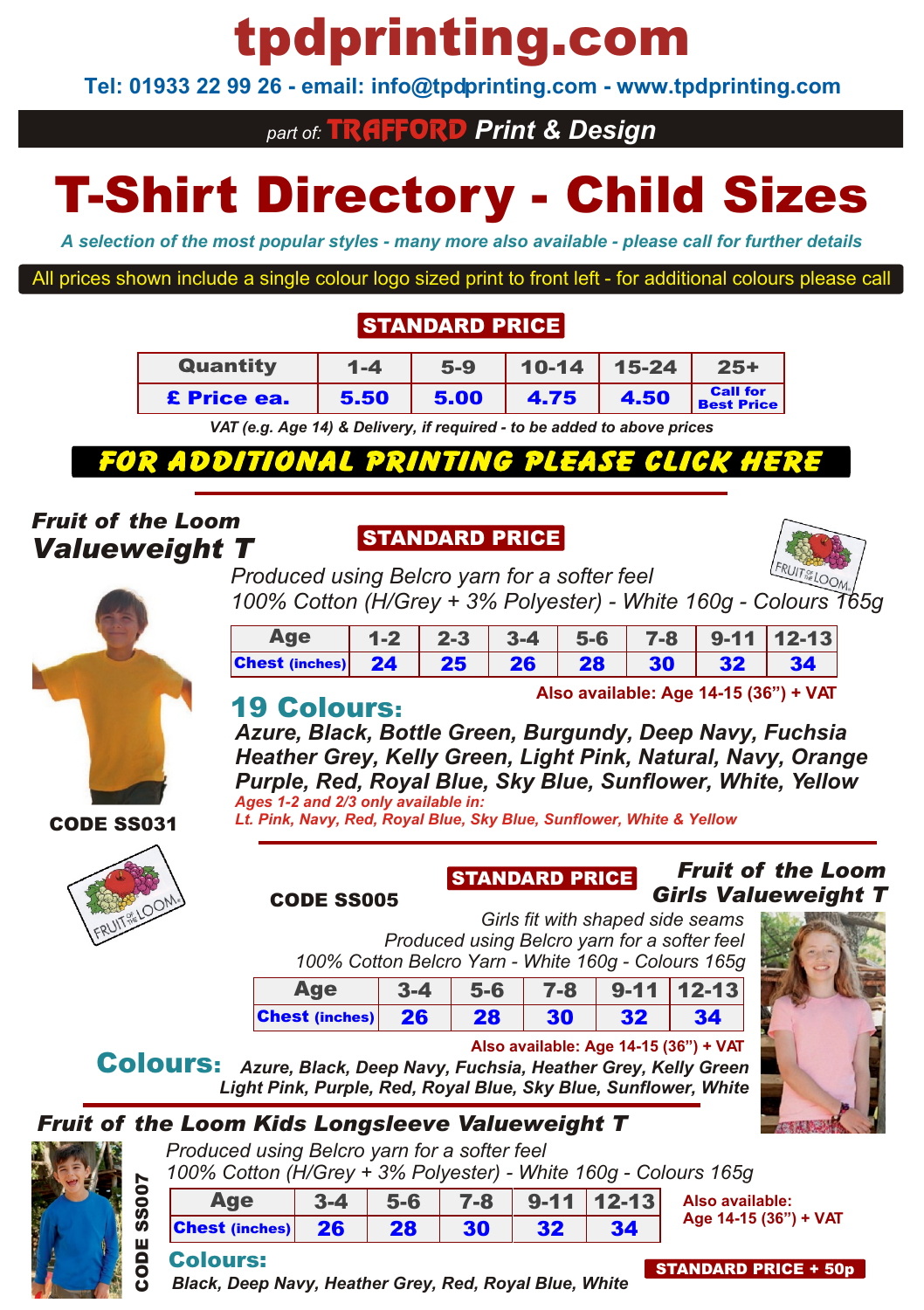# tpdprinting.com

**Tel: 01933 22 99 26 - email: info@tpdprinting.com - www.tpdprinting.com**

*part of:* **TRAFFORD** ***Print & Design***

# T-Shirt Directory - Child Sizes

*A selection of the most popular styles - many more also available - please call for further details*

All prices shown include a single colour logo sized print to front left - for additional colours please call

**STANDARD PRICE**

| Quantity | 1-4 | 5-9 | 10-14 | 15-24 | 25+ |
|---|---|---|---|---|---|
| **£ Price ea.** | **5.50** | **5.00** | **4.75** | **4.50** | **Call for Best Price** |

*VAT (e.g. Age 14) & Delivery, if required - to be added to above prices*

**FOR ADDITIONAL PRINTING PLEASE CLICK HERE**

## *Fruit of the Loom Valueweight T*

**STANDARD PRICE**

*Produced using Belcro yarn for a softer feel*
*100% Cotton (H/Grey + 3% Polyester) - White 160g - Colours 165g*

| Age | 1-2 | 2-3 | 3-4 | 5-6 | 7-8 | 9-11 | 12-13 |
|---|---|---|---|---|---|---|---|
| **Chest** (inches) | **24** | **25** | **26** | **28** | **30** | **32** | **34** |

**Also available: Age 14-15 (36") + VAT**

**19 Colours:**

***Azure, Black, Bottle Green, Burgundy, Deep Navy, Fuchsia, Heather Grey, Kelly Green, Light Pink, Natural, Navy, Orange, Purple, Red, Royal Blue, Sky Blue, Sunflower, White, Yellow***

*Ages 1-2 and 2/3 only available in:*
*Lt. Pink, Navy, Red, Royal Blue, Sky Blue, Sunflower, White & Yellow*

**CODE SS031**

## *Fruit of the Loom Girls Valueweight T*

**CODE SS005**

**STANDARD PRICE**

*Girls fit with shaped side seams*
*Produced using Belcro yarn for a softer feel*
*100% Cotton Belcro Yarn - White 160g - Colours 165g*

| Age | 3-4 | 5-6 | 7-8 | 9-11 | 12-13 |
|---|---|---|---|---|---|
| **Chest** (inches) | **26** | **28** | **30** | **32** | **34** |

**Also available: Age 14-15 (36") + VAT**

**Colours:** ***Azure, Black, Deep Navy, Fuchsia, Heather Grey, Kelly Green, Light Pink, Purple, Red, Royal Blue, Sky Blue, Sunflower, White***

## *Fruit of the Loom Kids Longsleeve Valueweight T*

**CODE SS007**

*Produced using Belcro yarn for a softer feel*
*100% Cotton (H/Grey + 3% Polyester) - White 160g - Colours 165g*

| Age | 3-4 | 5-6 | 7-8 | 9-11 | 12-13 |
|---|---|---|---|---|---|
| **Chest** (inches) | **26** | **28** | **30** | **32** | **34** |

**Also available: Age 14-15 (36") + VAT**

**Colours:**
***Black, Deep Navy, Heather Grey, Red, Royal Blue, White***

**STANDARD PRICE + 50p**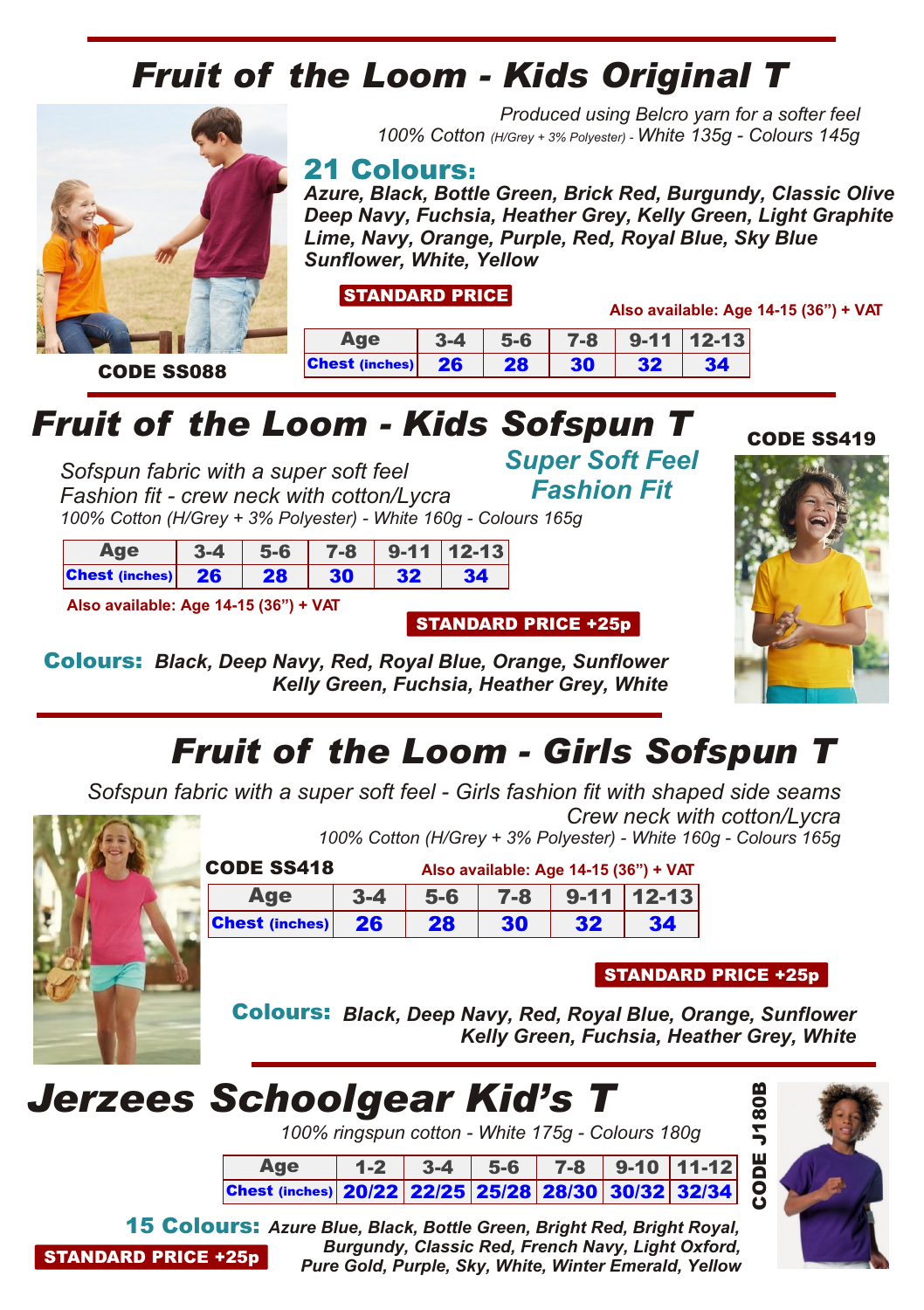# Fruit of the Loom - Kids Original T

*Produced using Belcro yarn for a softer feel*
*100% Cotton (H/Grey + 3% Polyester) - White 135g - Colours 145g*

## 21 Colours:

***Azure, Black, Bottle Green, Brick Red, Burgundy, Classic Olive Deep Navy, Fuchsia, Heather Grey, Kelly Green, Light Graphite Lime, Navy, Orange, Purple, Red, Royal Blue, Sky Blue Sunflower, White, Yellow***

**STANDARD PRICE**

**Also available: Age 14-15 (36") + VAT**

| Age | 3-4 | 5-6 | 7-8 | 9-11 | 12-13 |
|---|---|---|---|---|---|
| Chest (inches) | 26 | 28 | 30 | 32 | 34 |

**CODE SS088**

# Fruit of the Loom - Kids Sofspun T

**CODE SS419**

*Sofspun fabric with a super soft feel*
*Fashion fit - crew neck with cotton/Lycra*
*100% Cotton (H/Grey + 3% Polyester) - White 160g - Colours 165g*

***Super Soft Feel Fashion Fit***

| Age | 3-4 | 5-6 | 7-8 | 9-11 | 12-13 |
|---|---|---|---|---|---|
| Chest (inches) | 26 | 28 | 30 | 32 | 34 |

**Also available: Age 14-15 (36") + VAT**

**STANDARD PRICE +25p**

**Colours:** ***Black, Deep Navy, Red, Royal Blue, Orange, Sunflower Kelly Green, Fuchsia, Heather Grey, White***

# Fruit of the Loom - Girls Sofspun T

*Sofspun fabric with a super soft feel - Girls fashion fit with shaped side seams*
*Crew neck with cotton/Lycra*
*100% Cotton (H/Grey + 3% Polyester) - White 160g - Colours 165g*

**CODE SS418**

**Also available: Age 14-15 (36") + VAT**

| Age | 3-4 | 5-6 | 7-8 | 9-11 | 12-13 |
|---|---|---|---|---|---|
| Chest (inches) | 26 | 28 | 30 | 32 | 34 |

**STANDARD PRICE +25p**

**Colours:** ***Black, Deep Navy, Red, Royal Blue, Orange, Sunflower Kelly Green, Fuchsia, Heather Grey, White***

# Jerzees Schoolgear Kid's T

**CODE J180B**

*100% ringspun cotton - White 175g - Colours 180g*

| Age | 1-2 | 3-4 | 5-6 | 7-8 | 9-10 | 11-12 |
|---|---|---|---|---|---|---|
| Chest (inches) | 20/22 | 22/25 | 25/28 | 28/30 | 30/32 | 32/34 |

**15 Colours:** ***Azure Blue, Black, Bottle Green, Bright Red, Bright Royal, Burgundy, Classic Red, French Navy, Light Oxford, Pure Gold, Purple, Sky, White, Winter Emerald, Yellow***

**STANDARD PRICE +25p**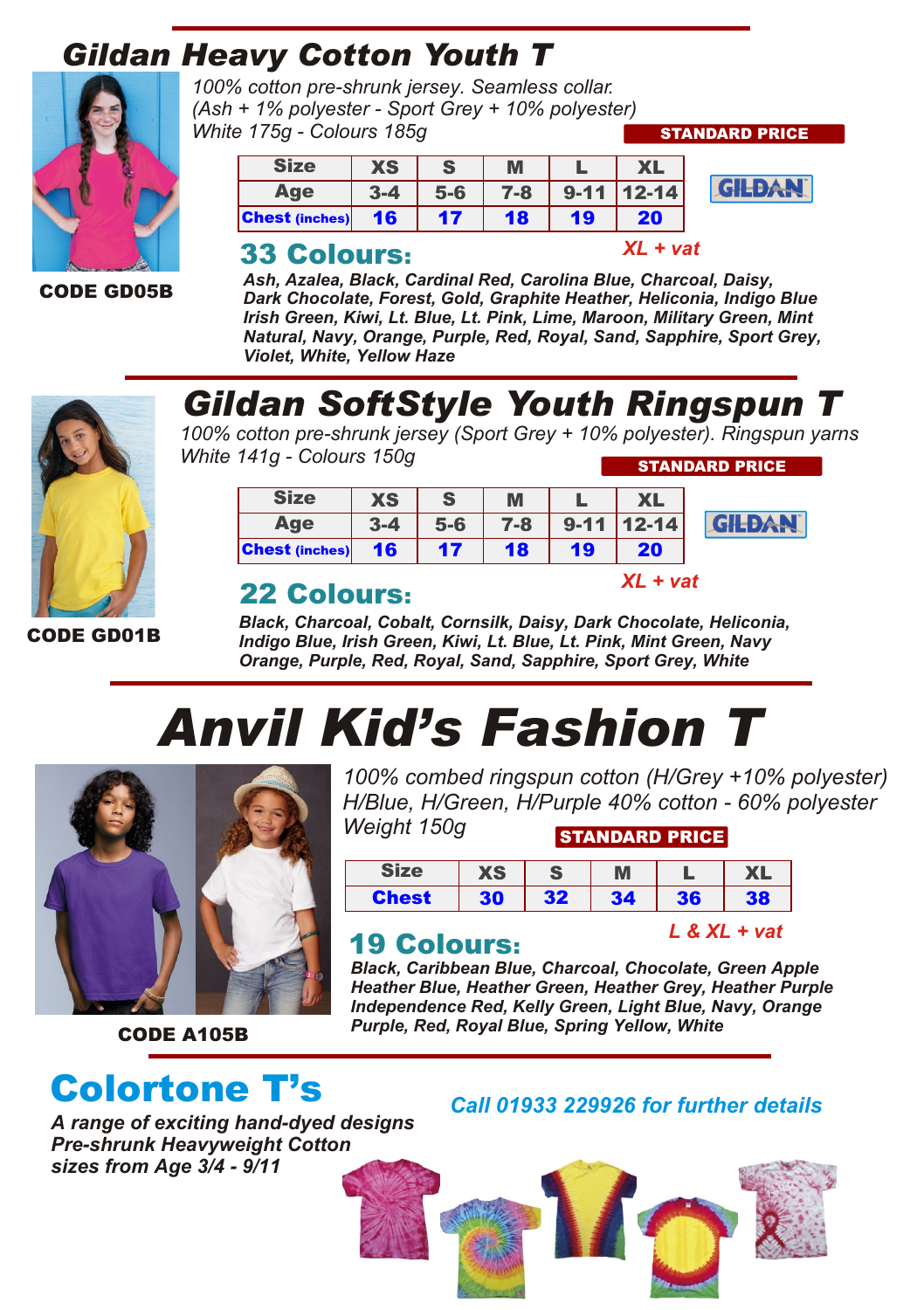## Gildan Heavy Cotton Youth T

*100% cotton pre-shrunk jersey. Seamless collar.*
*(Ash + 1% polyester - Sport Grey + 10% polyester)*
*White 175g - Colours 185g*

**STANDARD PRICE**

**CODE GD05B**

| Size | XS | S | M | L | XL |
|---|---|---|---|---|---|
| Age | 3-4 | 5-6 | 7-8 | 9-11 | 12-14 |
| Chest (inches) | 16 | 17 | 18 | 19 | 20 |

GILDAN

*XL + vat*

### 33 Colours:

***Ash, Azalea, Black, Cardinal Red, Carolina Blue, Charcoal, Daisy, Dark Chocolate, Forest, Gold, Graphite Heather, Heliconia, Indigo Blue Irish Green, Kiwi, Lt. Blue, Lt. Pink, Lime, Maroon, Military Green, Mint Natural, Navy, Orange, Purple, Red, Royal, Sand, Sapphire, Sport Grey, Violet, White, Yellow Haze***

## Gildan SoftStyle Youth Ringspun T

*100% cotton pre-shrunk jersey (Sport Grey + 10% polyester). Ringspun yarns*
*White 141g - Colours 150g*

**STANDARD PRICE**

**CODE GD01B**

| Size | XS | S | M | L | XL |
|---|---|---|---|---|---|
| Age | 3-4 | 5-6 | 7-8 | 9-11 | 12-14 |
| Chest (inches) | 16 | 17 | 18 | 19 | 20 |

GILDAN

*XL + vat*

### 22 Colours:

***Black, Charcoal, Cobalt, Cornsilk, Daisy, Dark Chocolate, Heliconia, Indigo Blue, Irish Green, Kiwi, Lt. Blue, Lt. Pink, Mint Green, Navy Orange, Purple, Red, Royal, Sand, Sapphire, Sport Grey, White***

# Anvil Kid's Fashion T

*100% combed ringspun cotton (H/Grey +10% polyester)*
*H/Blue, H/Green, H/Purple 40% cotton - 60% polyester*
*Weight 150g*

**STANDARD PRICE**

**CODE A105B**

| Size | XS | S | M | L | XL |
|---|---|---|---|---|---|
| Chest | 30 | 32 | 34 | 36 | 38 |

*L & XL + vat*

### 19 Colours:

***Black, Caribbean Blue, Charcoal, Chocolate, Green Apple Heather Blue, Heather Green, Heather Grey, Heather Purple Independence Red, Kelly Green, Light Blue, Navy, Orange Purple, Red, Royal Blue, Spring Yellow, White***

## Colortone T's

***A range of exciting hand-dyed designs***
***Pre-shrunk Heavyweight Cotton***
***sizes from Age 3/4 - 9/11***

***Call 01933 229926 for further details***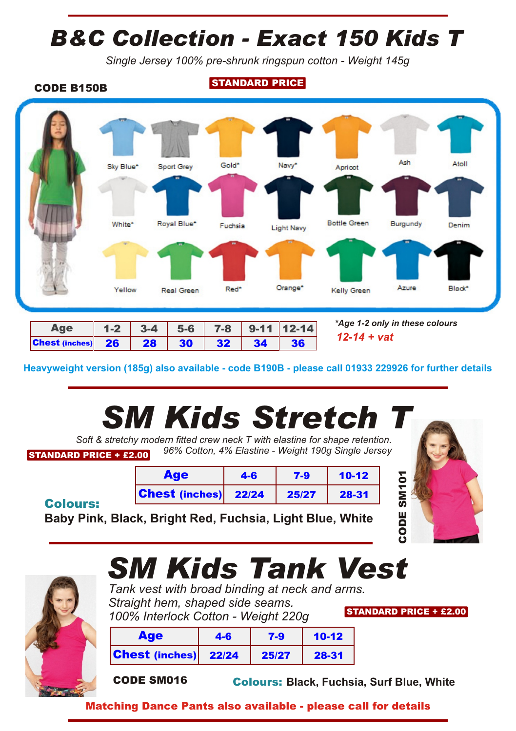# B&C Collection - Exact 150 Kids T

*Single Jersey 100% pre-shrunk ringspun cotton - Weight 145g*

**CODE B150B**

**STANDARD PRICE**

Sky Blue*, Sport Grey, Gold*, Navy*, Apricot, Ash, Atoll, White*, Royal Blue*, Fuchsia, Light Navy, Bottle Green, Burgundy, Denim, Yellow, Real Green, Red*, Orange*, Kelly Green, Azure, Black*

| Age | 1-2 | 3-4 | 5-6 | 7-8 | 9-11 | 12-14 |
|---|---|---|---|---|---|---|
| Chest (inches) | 26 | 28 | 30 | 32 | 34 | 36 |

*\*Age 1-2 only in these colours*

*12-14 + vat*

**Heavyweight version (185g) also available - code B190B - please call 01933 229926 for further details**

# SM Kids Stretch T

*Soft & stretchy modern fitted crew neck T with elastine for shape retention. 96% Cotton, 4% Elastine - Weight 190g Single Jersey*

**STANDARD PRICE + £2.00**

| Age | 4-6 | 7-9 | 10-12 |
|---|---|---|---|
| Chest (inches) | 22/24 | 25/27 | 28-31 |

**Colours:** Baby Pink, Black, Bright Red, Fuchsia, Light Blue, White

**CODE SM101**

# SM Kids Tank Vest

*Tank vest with broad binding at neck and arms. Straight hem, shaped side seams. 100% Interlock Cotton - Weight 220g*

**STANDARD PRICE + £2.00**

| Age | 4-6 | 7-9 | 10-12 |
|---|---|---|---|
| Chest (inches) | 22/24 | 25/27 | 28-31 |

**CODE SM016**

**Colours:** Black, Fuchsia, Surf Blue, White

**Matching Dance Pants also available - please call for details**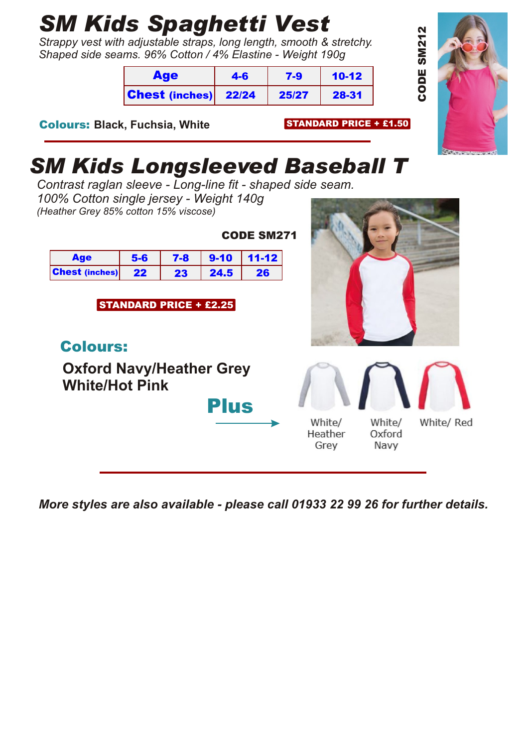# SM Kids Spaghetti Vest

*Strappy vest with adjustable straps, long length, smooth & stretchy. Shaped side seams. 96% Cotton / 4% Elastine - Weight 190g*

| Age | 4-6 | 7-9 | 10-12 |
|---|---|---|---|
| Chest (inches) | 22/24 | 25/27 | 28-31 |

**Colours:** Black, Fuchsia, White

**STANDARD PRICE + £1.50**

**CODE SM212**

# SM Kids Longsleeved Baseball T

*Contrast raglan sleeve - Long-line fit - shaped side seam.*
*100% Cotton single jersey - Weight 140g*
*(Heather Grey 85% cotton 15% viscose)*

**CODE SM271**

| Age | 5-6 | 7-8 | 9-10 | 11-12 |
|---|---|---|---|---|
| Chest (inches) | 22 | 23 | 24.5 | 26 |

**STANDARD PRICE + £2.25**

**Colours:**

**Oxford Navy/Heather Grey**
**White/Hot Pink**

**Plus**

White/ Heather Grey
White/ Oxford Navy
White/ Red

***More styles are also available - please call 01933 22 99 26 for further details.***